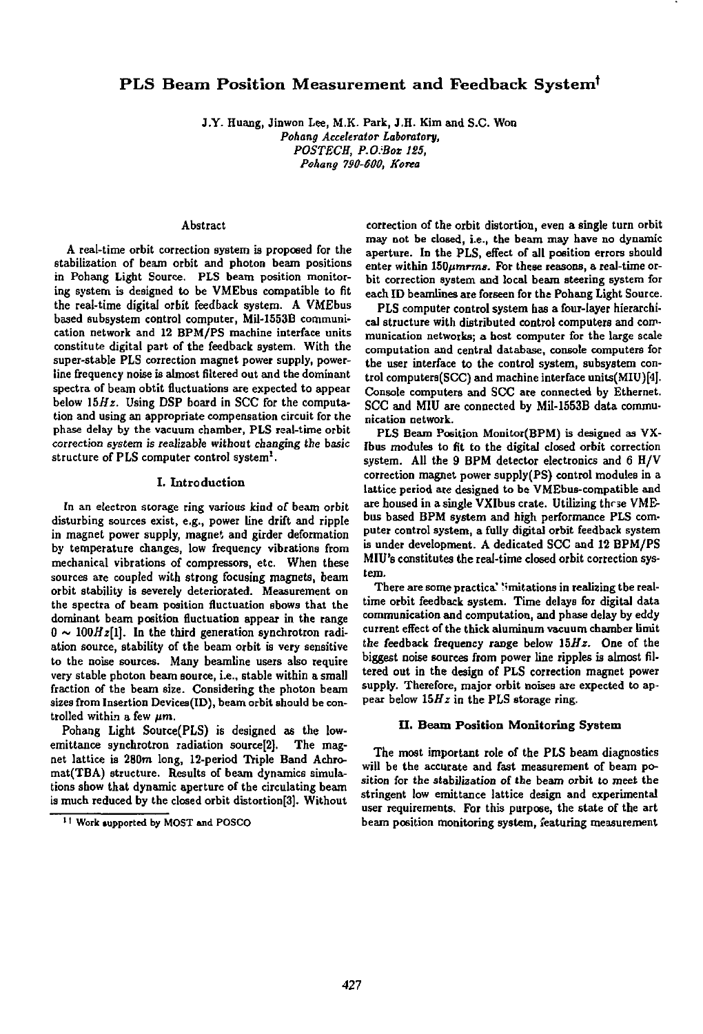# PLS Beam Position Measurement and Feedback System[†]

J.Y. Huang, Jinwon Lee, M.K. Park, J.H. Kim and S.C. Won

*Pohang Accelerator Laboratory,*
*POSTECH, P.O.Box 125,*
*Pohang 790-600, Korea*

## Abstract

A real-time orbit correction system is proposed for the stabilization of beam orbit and photon beam positions in Pohang Light Source. PLS beam position monitoring system is designed to be VMEbus compatible to fit the real-time digital orbit feedback system. A VMEbus based subsystem control computer, Mil-1553B communication network and 12 BPM/PS machine interface units constitute digital part of the feedback system. With the super-stable PLS correction magnet power supply, power-line frequency noise is almost filtered out and the dominant spectra of beam obtit fluctuations are expected to appear below $15Hz$. Using DSP board in SCC for the computation and using an appropriate compensation circuit for the phase delay by the vacuum chamber, PLS real-time orbit correction system is realizable without changing the basic structure of PLS computer control system[1].

## I. Introduction

In an electron storage ring various kind of beam orbit disturbing sources exist, e.g., power line drift and ripple in magnet power supply, magnet and girder deformation by temperature changes, low frequency vibrations from mechanical vibrations of compressors, etc. When these sources are coupled with strong focusing magnets, beam orbit stability is severely deteriorated. Measurement on the spectra of beam position fluctuation shows that the dominant beam position fluctuation appear in the range $0 \sim 100Hz$[1]. In the third generation synchrotron radiation source, stability of the beam orbit is very sensitive to the noise sources. Many beamline users also require very stable photon beam source, i.e., stable within a small fraction of the beam size. Considering the photon beam sizes from Insertion Devices(ID), beam orbit should be controlled within a few $\mu m$.

Pohang Light Source(PLS) is designed as the low-emittance synchrotron radiation source[2]. The magnet lattice is 280m long, 12-period Triple Band Achromat(TBA) structure. Results of beam dynamics simulations show that dynamic aperture of the circulating beam is much reduced by the closed orbit distortion[3]. Without correction of the orbit distortion, even a single turn orbit may not be closed, i.e., the beam may have no dynamic aperture. In the PLS, effect of all position errors should enter within $150\mu mrms$. For these reasons, a real-time orbit correction system and local beam steering system for each ID beamlines are forseen for the Pohang Light Source.

PLS computer control system has a four-layer hierarchical structure with distributed control computers and communication networks; a host computer for the large scale computation and central database, console computers for the user interface to the control system, subsystem control computers(SCC) and machine interface units(MIU)[4]. Console computers and SCC are connected by Ethernet. SCC and MIU are connected by Mil-1553B data communication network.

PLS Beam Position Monitor(BPM) is designed as VXIbus modules to fit to the digital closed orbit correction system. All the 9 BPM detector electronics and 6 H/V correction magnet power supply(PS) control modules in a lattice period are designed to be VMEbus-compatible and are housed in a single VXIbus crate. Utilizing these VMEbus based BPM system and high performance PLS computer control system, a fully digital orbit feedback system is under development. A dedicated SCC and 12 BPM/PS MIU's constitutes the real-time closed orbit correction system.

There are some practical limitations in realizing the real-time orbit feedback system. Time delays for digital data communication and computation, and phase delay by eddy current effect of the thick aluminum vacuum chamber limit the feedback frequency range below $15Hz$. One of the biggest noise sources from power line ripples is almost filtered out in the design of PLS correction magnet power supply. Therefore, major orbit noises are expected to appear below $15Hz$ in the PLS storage ring.

## II. Beam Position Monitoring System

The most important role of the PLS beam diagnostics will be the accurate and fast measurement of beam position for the stabilization of the beam orbit to meet the stringent low emittance lattice design and experimental user requirements. For this purpose, the state of the art beam position monitoring system, featuring measurement

[†] Work supported by MOST and POSCO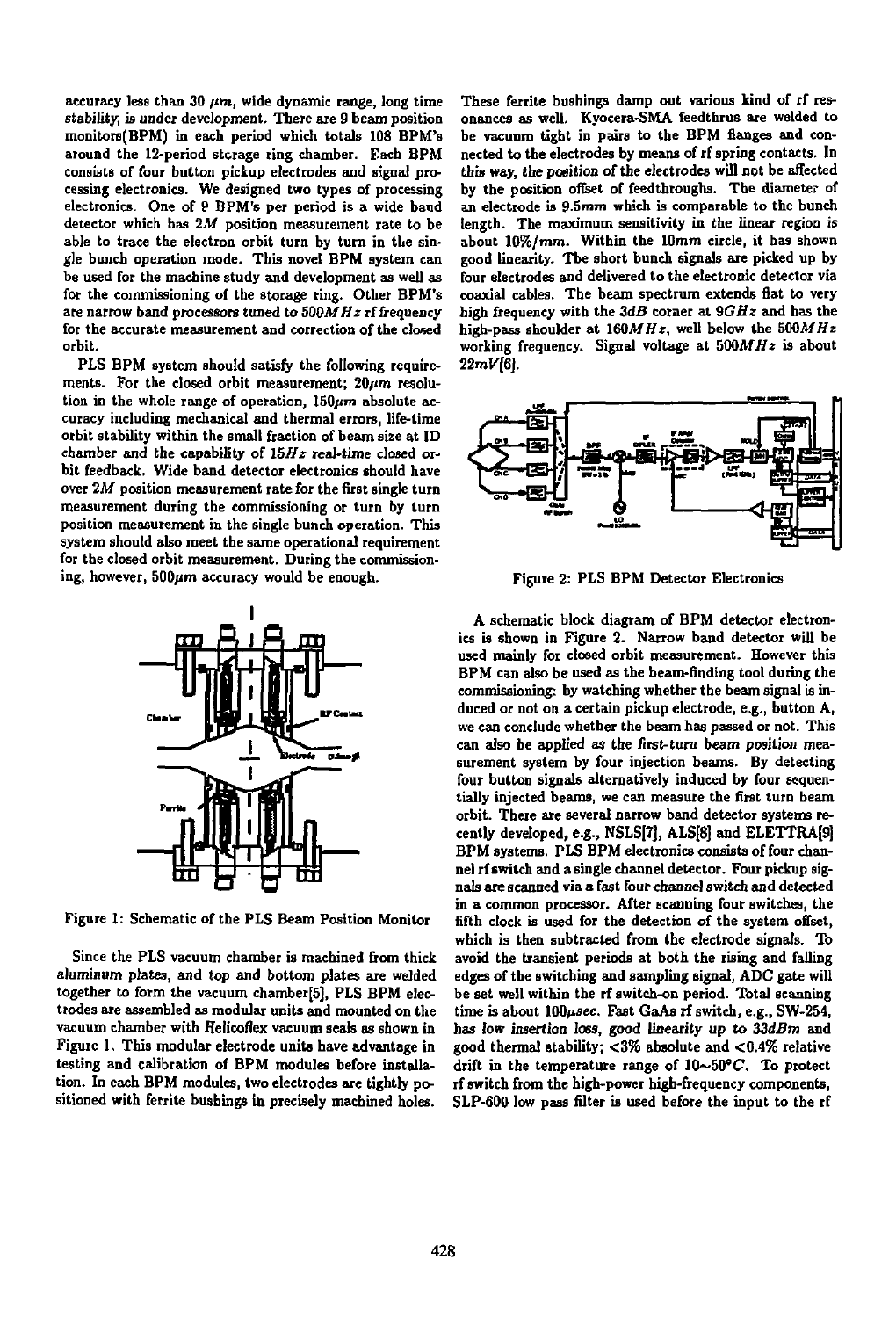accuracy less than 30 $\mu m$, wide dynamic range, long time stability, is under development. There are 9 beam position monitors(BPM) in each period which totals 108 BPM's around the 12-period storage ring chamber. Each BPM consists of four button pickup electrodes and signal processing electronics. We designed two types of processing electronics. One of 9 BPM's per period is a wide band detector which has $2M$ position measurement rate to be able to trace the electron orbit turn by turn in the single bunch operation mode. This novel BPM system can be used for the machine study and development as well as for the commissioning of the storage ring. Other BPM's are narrow band processors tuned to $500MHz$ rf frequency for the accurate measurement and correction of the closed orbit.

PLS BPM system should satisfy the following requirements. For the closed orbit measurement; $20\mu m$ resolution in the whole range of operation, $150\mu m$ absolute accuracy including mechanical and thermal errors, life-time orbit stability within the small fraction of beam size at ID chamber and the capability of $15Hz$ real-time closed orbit feedback. Wide band detector electronics should have over $2M$ position measurement rate for the first single turn measurement during the commissioning or turn by turn position measurement in the single bunch operation. This system should also meet the same operational requirement for the closed orbit measurement. During the commissioning, however, $500\mu m$ accuracy would be enough.

Figure 1: Schematic of the PLS Beam Position Monitor

Since the PLS vacuum chamber is machined from thick aluminum plates, and top and bottom plates are welded together to form the vacuum chamber[5], PLS BPM electrodes are assembled as modular units and mounted on the vacuum chamber with Helicoflex vacuum seals as shown in Figure 1. This modular electrode units have advantage in testing and calibration of BPM modules before installation. In each BPM modules, two electrodes are tightly positioned with ferrite bushings in precisely machined holes. These ferrite bushings damp out various kind of rf resonances as well. Kyocera-SMA feedthrus are welded to be vacuum tight in pairs to the BPM flanges and connected to the electrodes by means of rf spring contacts. In this way, the position of the electrodes will not be affected by the position offset of feedthroughs. The diameter of an electrode is $9.5mm$ which is comparable to the bunch length. The maximum sensitivity in the linear region is about $10\%/mm$. Within the $10mm$ circle, it has shown good linearity. The short bunch signals are picked up by four electrodes and delivered to the electronic detector via coaxial cables. The beam spectrum extends flat to very high frequency with the $3dB$ corner at $9GHz$ and has the high-pass shoulder at $160MHz$, well below the $500MHz$ working frequency. Signal voltage at $500MHz$ is about $22mV$[6].

Figure 2: PLS BPM Detector Electronics

A schematic block diagram of BPM detector electronics is shown in Figure 2. Narrow band detector will be used mainly for closed orbit measurement. However this BPM can also be used as the beam-finding tool during the commissioning: by watching whether the beam signal is induced or not on a certain pickup electrode, e.g., button A, we can conclude whether the beam has passed or not. This can also be applied as the first-turn beam position measurement system by four injection beams. By detecting four button signals alternatively induced by four sequentially injected beams, we can measure the first turn beam orbit. There are several narrow band detector systems recently developed, e.g., NSLS[7], ALS[8] and ELETTRA[9] BPM systems. PLS BPM electronics consists of four channel rf switch and a single channel detector. Four pickup signals are scanned via a fast four channel switch and detected in a common processor. After scanning four switches, the fifth clock is used for the detection of the system offset, which is then subtracted from the electrode signals. To avoid the transient periods at both the rising and falling edges of the switching and sampling signal, ADC gate will be set well within the rf switch-on period. Total scanning time is about $100\mu sec$. Fast GaAs rf switch, e.g., SW-254, has low insertion loss, good linearity up to $33dBm$ and good thermal stability; $<3\%$ absolute and $<0.4\%$ relative drift in the temperature range of $10\sim50°C$. To protect rf switch from the high-power high-frequency components, SLP-600 low pass filter is used before the input to the rf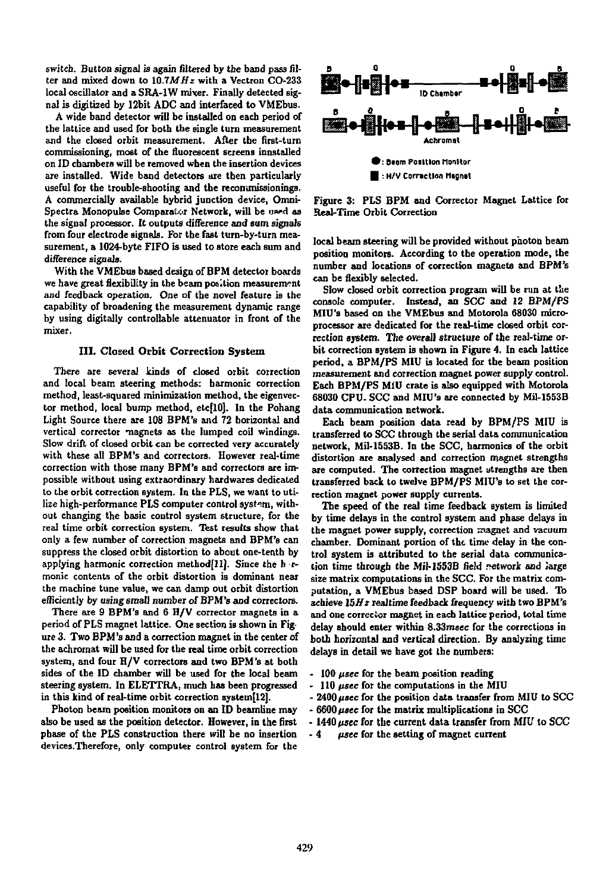switch. Button signal is again filtered by the band pass filter and mixed down to $10.7MHz$ with a Vectron CO-233 local oscillator and a SRA-1W mixer. Finally detected signal is digitized by 12bit ADC and interfaced to VMEbus.

A wide band detector will be installed on each period of the lattice and used for both the single turn measurement and the closed orbit measurement. After the first-turn commissioning, most of the fluorescent screens innstalled on ID chambers will be removed when the insertion devices are installed. Wide band detectors are then particularly useful for the trouble-shooting and the recommissionings. A commercially available hybrid junction device, Omni-Spectra Monopulse Comparator Network, will be used as the signal processor. It outputs difference and sum signals from four electrode signals. For the fast turn-by-turn measurement, a 1024-byte FIFO is used to store each sum and difference signals.

With the VMEbus based design of BPM detector boards we have great flexibility in the beam position measurement and feedback operation. One of the novel feature is the capability of broadening the measurement dynamic range by using digitally controllable attenuator in front of the mixer.

## III. Closed Orbit Correction System

There are several kinds of closed orbit correction and local beam steering methods: harmonic correction method, least-squared minimization method, the eigenvector method, local bump method, etc[10]. In the Pohang Light Source there are 108 BPM's and 72 horizontal and vertical corrector magnets as the lumped coil windings. Slow drift of closed orbit can be corrected very accurately with these all BPM's and correctors. However real-time correction with those many BPM's and correctors are impossible without using extraordinary hardwares dedicated to the orbit correction system. In the PLS, we want to utilize high-performance PLS computer control system, without changing the basic control system structure, for the real time orbit correction system. Test results show that only a few number of correction magnets and BPM's can suppress the closed orbit distortion to about one-tenth by applying harmonic correction method[11]. Since the harmonic contents of the orbit distortion is dominant near the machine tune value, we can damp out orbit distortion efficiently by using small number of BPM's and correctors.

There are 9 BPM's and 6 H/V corrector magnets in a period of PLS magnet lattice. One section is shown in Figure 3. Two BPM's and a correction magnet in the center of the achromat will be used for the real time orbit correction system, and four H/V correctors and two BPM's at both sides of the ID chamber will be used for the local beam steering system. In ELETTRA, much has been progressed in this kind of real-time orbit correction system[12].

Photon beam position monitors on an ID beamline may also be used as the position detector. However, in the first phase of the PLS construction there will be no insertion devices.Therefore, only computer control system for the local beam steering will be provided without photon beam position monitors. According to the operation mode, the number and locations of correction magnets and BPM's can be flexibly selected.

Figure 3: PLS BPM and Corrector Magnet Lattice for Real-Time Orbit Correction

Slow closed orbit correction program will be run at the console computer. Instead, an SCC and 12 BPM/PS MIU's based on the VMEbus and Motorola 68030 microprocessor are dedicated for the real-time closed orbit correction system. The overall structure of the real-time orbit correction system is shown in Figure 4. In each lattice period, a BPM/PS MIU is located for the beam position measurement and correction magnet power supply control. Each BPM/PS MIU crate is also equipped with Motorola 68030 CPU. SCC and MIU's are connected by Mil-1553B data communication network.

Each beam position data read by BPM/PS MIU is transferred to SCC through the serial data communication network, Mil-1553B. In the SCC, harmonics of the orbit distortion are analysed and correction magnet strengths are computed. The correction magnet strengths are then transferred back to twelve BPM/PS MIU's to set the correction magnet power supply currents.

The speed of the real time feedback system is limited by time delays in the control system and phase delays in the magnet power supply, correction magnet and vacuum chamber. Dominant portion of the time delay in the control system is attributed to the serial data communication time through the Mil-1553B field network and large size matrix computations in the SCC. For the matrix computation, a VMEbus based DSP board will be used. To achieve $15Hz$ realtime feedback frequency with two BPM's and one corrector magnet in each lattice period, total time delay should enter within $8.33msec$ for the corrections in both horizontal and vertical direction. By analyzing time delays in detail we have got the numbers:

- 100 $\mu sec$ for the beam position reading
- 110 $\mu sec$ for the computations in the MIU
- 2400 $\mu sec$ for the position data transfer from MIU to SCC
- 6600 $\mu sec$ for the matrix multiplications in SCC
- 1440 $\mu sec$ for the current data transfer from MIU to SCC
- 4 $\mu sec$ for the setting of magnet current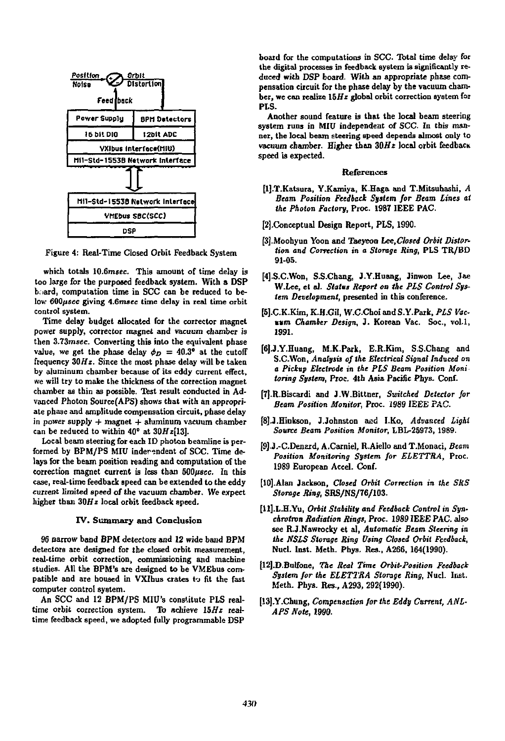Position Noise

Orbit Distortion

Feed back

Power Supply

BPM Detectors

16 bit DIO

12bit ADC

VXIbus Interface(MIU)

Mil-Std-1553B Network Interface

Mil-Std-1553B Network Interface

VMEbus SBC(SCC)

DSP

Figure 4: Real-Time Closed Orbit Feedback System

which totals 10.6*msec*. This amount of time delay is too large for the purposed feedback system. With a DSP board, computation time in SCC can be reduced to below 600$\mu sec$ giving 4.6*msec* time delay in real time orbit control system.

Time delay budget allocated for the corrector magnet power supply, corrector magnet and vacuum chamber is then 3.73*msec*. Converting this into the equivalent phase value, we get the phase delay $\phi_D = 40.3°$ at the cutoff frequency 30*Hz*. Since the most phase delay will be taken by aluminum chamber because of its eddy current effect, we will try to make the thickness of the correction magnet chamber as thin as possible. Test result conducted in Advanced Photon Source(APS) shows that with an appropriate phase and amplitude compensation circuit, phase delay in power supply + magnet + aluminum vacuum chamber can be reduced to within 40° at 30*Hz*[13].

Local beam steering for each ID photon beamline is performed by BPM/PS MIU independent of SCC. Time delays for the beam position reading and computation of the correction magnet current is less than 500$\mu sec$. In this case, real-time feedback speed can be extended to the eddy current limited speed of the vacuum chamber. We expect higher than 30*Hz* local orbit feedback speed.

## IV. Summary and Conclusion

96 narrow band BPM detectors and 12 wide band BPM detectors are designed for the closed orbit measurement, real-time orbit correction, commissioning and machine studies. All the BPM's are designed to be VMEbus compatible and are housed in VXIbus crates to fit the fast computer control system.

An SCC and 12 BPM/PS MIU's constitute PLS real-time orbit correction system. To achieve 15*Hz* real-time feedback speed, we adopted fully programmable DSP board for the computations in SCC. Total time delay for the digital processes in feedback system is significantly reduced with DSP board. With an appropriate phase compensation circuit for the phase delay by the vacuum chamber, we can realize 15*Hz* global orbit correction system for PLS.

Another sound feature is that the local beam steering system runs in MIU independent of SCC. In this manner, the local beam steering speed depends almost only to vacuum chamber. Higher than 30*Hz* local orbit feedback speed is expected.

## References

[1].T.Katsura, Y.Kamiya, K.Haga and T.Mitsuhashi, *A Beam Position Feedback System for Beam Lines at the Photon Factory*, Proc. 1987 IEEE PAC.

[2].Conceptual Design Report, PLS, 1990.

[3].Moohyun Yoon and Taeyeon Lee,*Closed Orbit Distortion and Correction in a Storage Ring*, PLS TR/BD 91-05.

[4].S.C.Won, S.S.Chang, J.Y.Huang, Jinwon Lee, Jae W.Lee, et al. *Status Report on the PLS Control System Development*, presented in this conference.

[5].C.K.Kim, K.H.Gil, W.C.Choi and S.Y.Park, *PLS Vacuum Chamber Design*, J. Korean Vac. Soc., vol.1, 1991.

[6].J.Y.Huang, M.K.Park, E.R.Kim, S.S.Chang and S.C.Won, *Analysis of the Electrical Signal Induced on a Pickup Electrode in the PLS Beam Position Monitoring System*, Proc. 4th Asia Pacific Phys. Conf.

[7].R.Biscardi and J.W.Bittner, *Switched Detector for Beam Position Monitor*, Proc. 1989 IEEE PAC.

[8].J.Hinkson, J.Johnston and I.Ko, *Advanced Light Source Beam Position Monitor*, LBL-25973, 1989.

[9].J.-C.Denard, A.Carniel, R.Aiello and T.Monaci, *Beam Position Monitoring System for ELETTRA*, Proc. 1989 European Accel. Conf.

[10].Alan Jackson, *Closed Orbit Correction in the SRS Storage Ring*, SRS/NS/76/103.

[11].L.H.Yu, *Orbit Stability and Feedback Control in Synchrotron Radiation Rings*, Proc. 1989 IEEE PAC. also see R.J.Nawrocky et al, *Automatic Beam Steering in the NSLS Storage Ring Using Closed Orbit Feedback*, Nucl. Inst. Meth. Phys. Res., A266, 164(1990).

[12].D.Bulfone, *The Real Time Orbit-Position Feedback System for the ELETTRA Storage Ring*, Nucl. Inst. Meth. Phys. Res., A293, 292(1990).

[13].Y.Chung, *Compensation for the Eddy Current*, *ANL-APS Note*, 1990.